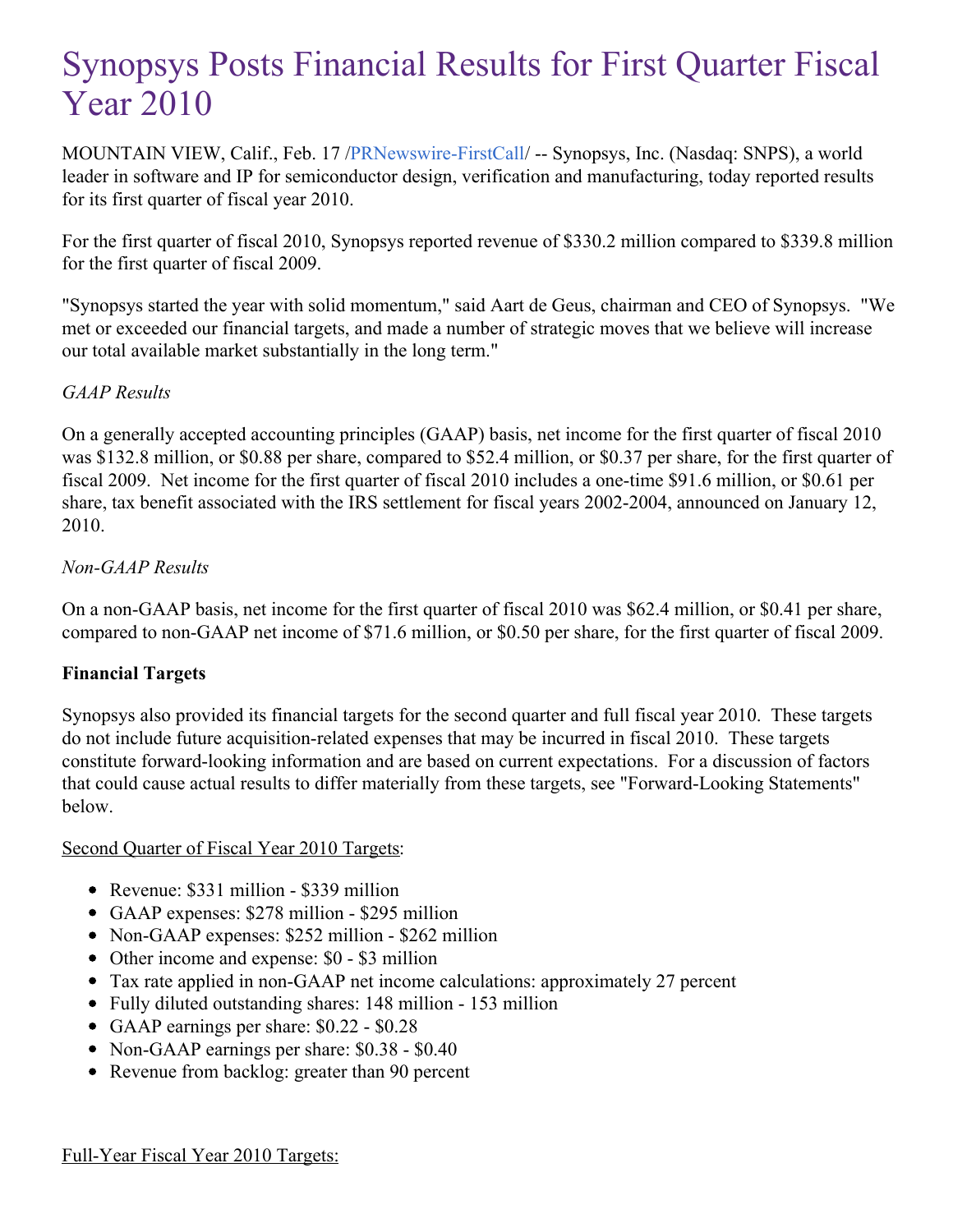# Synopsys Posts Financial Results for First Quarter Fiscal Year 2010

MOUNTAIN VIEW, Calif., Feb. 17 /PRNewswire-FirstCall/ -- Synopsys, Inc. (Nasdaq: SNPS), a world leader in software and IP for semiconductor design, verification and manufacturing, today reported results for its first quarter of fiscal year 2010.

For the first quarter of fiscal 2010, Synopsys reported revenue of $330.2 million compared to $339.8 million for the first quarter of fiscal 2009.

"Synopsys started the year with solid momentum," said Aart de Geus, chairman and CEO of Synopsys. "We met or exceeded our financial targets, and made a number of strategic moves that we believe will increase our total available market substantially in the long term."

*GAAP Results*

On a generally accepted accounting principles (GAAP) basis, net income for the first quarter of fiscal 2010 was $132.8 million, or $0.88 per share, compared to $52.4 million, or $0.37 per share, for the first quarter of fiscal 2009. Net income for the first quarter of fiscal 2010 includes a one-time $91.6 million, or $0.61 per share, tax benefit associated with the IRS settlement for fiscal years 2002-2004, announced on January 12, 2010.

*Non-GAAP Results*

On a non-GAAP basis, net income for the first quarter of fiscal 2010 was $62.4 million, or $0.41 per share, compared to non-GAAP net income of $71.6 million, or $0.50 per share, for the first quarter of fiscal 2009.

**Financial Targets**

Synopsys also provided its financial targets for the second quarter and full fiscal year 2010. These targets do not include future acquisition-related expenses that may be incurred in fiscal 2010. These targets constitute forward-looking information and are based on current expectations. For a discussion of factors that could cause actual results to differ materially from these targets, see "Forward-Looking Statements" below.

Second Quarter of Fiscal Year 2010 Targets:

- Revenue: $331 million - $339 million
- GAAP expenses: $278 million - $295 million
- Non-GAAP expenses: $252 million - $262 million
- Other income and expense: $0 - $3 million
- Tax rate applied in non-GAAP net income calculations: approximately 27 percent
- Fully diluted outstanding shares: 148 million - 153 million
- GAAP earnings per share: $0.22 - $0.28
- Non-GAAP earnings per share: $0.38 - $0.40
- Revenue from backlog: greater than 90 percent

Full-Year Fiscal Year 2010 Targets: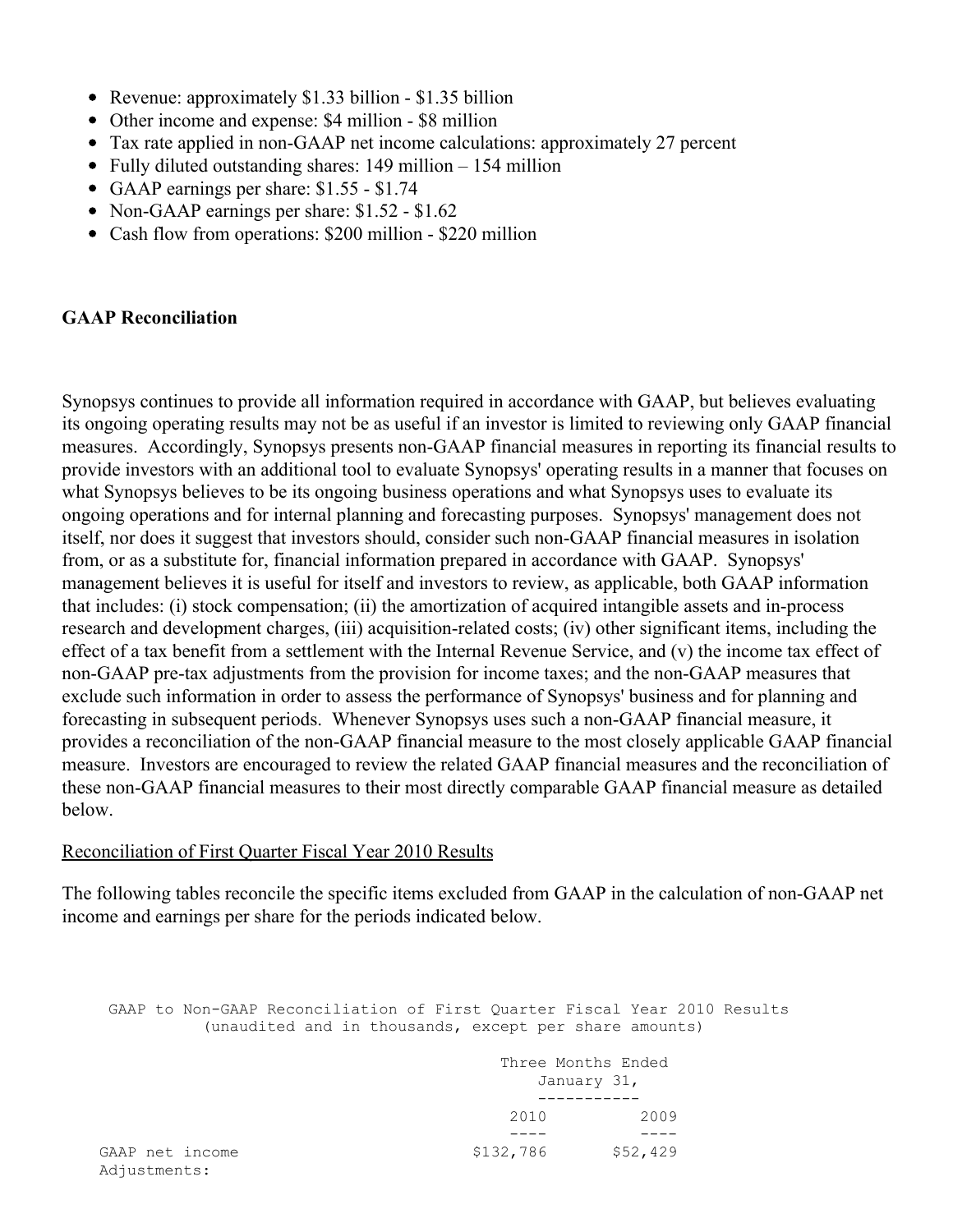- Revenue: approximately $1.33 billion - $1.35 billion
- Other income and expense: $4 million - $8 million
- Tax rate applied in non-GAAP net income calculations: approximately 27 percent
- Fully diluted outstanding shares: 149 million – 154 million
- GAAP earnings per share: $1.55 - $1.74
- Non-GAAP earnings per share: $1.52 - $1.62
- Cash flow from operations: $200 million - $220 million

**GAAP Reconciliation**

Synopsys continues to provide all information required in accordance with GAAP, but believes evaluating its ongoing operating results may not be as useful if an investor is limited to reviewing only GAAP financial measures. Accordingly, Synopsys presents non-GAAP financial measures in reporting its financial results to provide investors with an additional tool to evaluate Synopsys' operating results in a manner that focuses on what Synopsys believes to be its ongoing business operations and what Synopsys uses to evaluate its ongoing operations and for internal planning and forecasting purposes. Synopsys' management does not itself, nor does it suggest that investors should, consider such non-GAAP financial measures in isolation from, or as a substitute for, financial information prepared in accordance with GAAP. Synopsys' management believes it is useful for itself and investors to review, as applicable, both GAAP information that includes: (i) stock compensation; (ii) the amortization of acquired intangible assets and in-process research and development charges, (iii) acquisition-related costs; (iv) other significant items, including the effect of a tax benefit from a settlement with the Internal Revenue Service, and (v) the income tax effect of non-GAAP pre-tax adjustments from the provision for income taxes; and the non-GAAP measures that exclude such information in order to assess the performance of Synopsys' business and for planning and forecasting in subsequent periods. Whenever Synopsys uses such a non-GAAP financial measure, it provides a reconciliation of the non-GAAP financial measure to the most closely applicable GAAP financial measure. Investors are encouraged to review the related GAAP financial measures and the reconciliation of these non-GAAP financial measures to their most directly comparable GAAP financial measure as detailed below.

Reconciliation of First Quarter Fiscal Year 2010 Results

The following tables reconcile the specific items excluded from GAAP in the calculation of non-GAAP net income and earnings per share for the periods indicated below.

GAAP to Non-GAAP Reconciliation of First Quarter Fiscal Year 2010 Results
(unaudited and in thousands, except per share amounts)

| | Three Months Ended January 31, | |
|---|---|---|
| | 2010 | 2009 |
| GAAP net income | $132,786 | $52,429 |
| Adjustments: | | |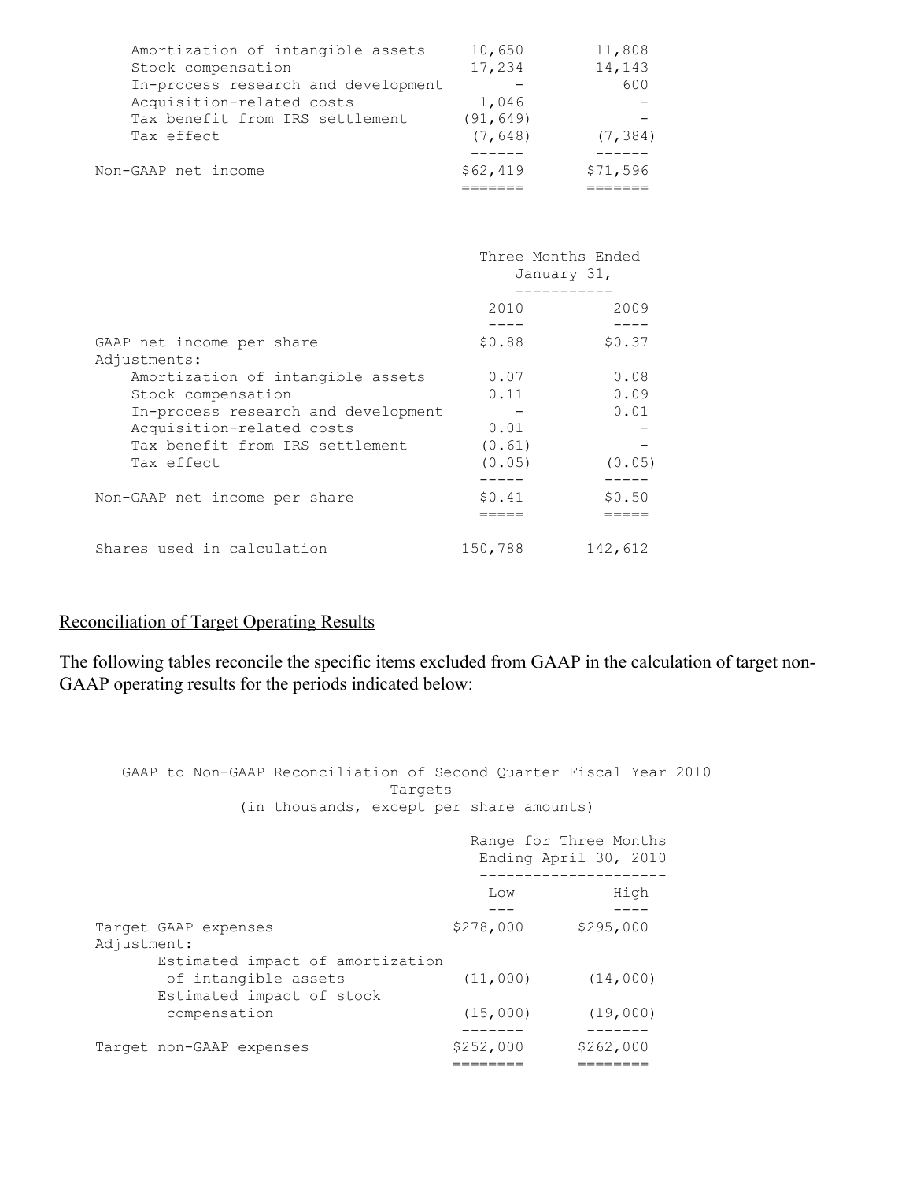| | | |
|---|---|---|
| Amortization of intangible assets | 10,650 | 11,808 |
| Stock compensation | 17,234 | 14,143 |
| In-process research and development | - | 600 |
| Acquisition-related costs | 1,046 | - |
| Tax benefit from IRS settlement | (91,649) | - |
| Tax effect | (7,648) | (7,384) |
| Non-GAAP net income | $62,419 | $71,596 |

| | Three Months Ended January 31, | |
|---|---|---|
| | 2010 | 2009 |
| GAAP net income per share | $0.88 | $0.37 |
| Adjustments: | | |
| Amortization of intangible assets | 0.07 | 0.08 |
| Stock compensation | 0.11 | 0.09 |
| In-process research and development | - | 0.01 |
| Acquisition-related costs | 0.01 | - |
| Tax benefit from IRS settlement | (0.61) | - |
| Tax effect | (0.05) | (0.05) |
| Non-GAAP net income per share | $0.41 | $0.50 |
| Shares used in calculation | 150,788 | 142,612 |

<u>Reconciliation of Target Operating Results</u>

The following tables reconcile the specific items excluded from GAAP in the calculation of target non-GAAP operating results for the periods indicated below:

GAAP to Non-GAAP Reconciliation of Second Quarter Fiscal Year 2010 Targets
(in thousands, except per share amounts)

| | Range for Three Months Ending April 30, 2010 | |
|---|---|---|
| | Low | High |
| Target GAAP expenses | $278,000 | $295,000 |
| Adjustment: | | |
| Estimated impact of amortization of intangible assets | (11,000) | (14,000) |
| Estimated impact of stock compensation | (15,000) | (19,000) |
| Target non-GAAP expenses | $252,000 | $262,000 |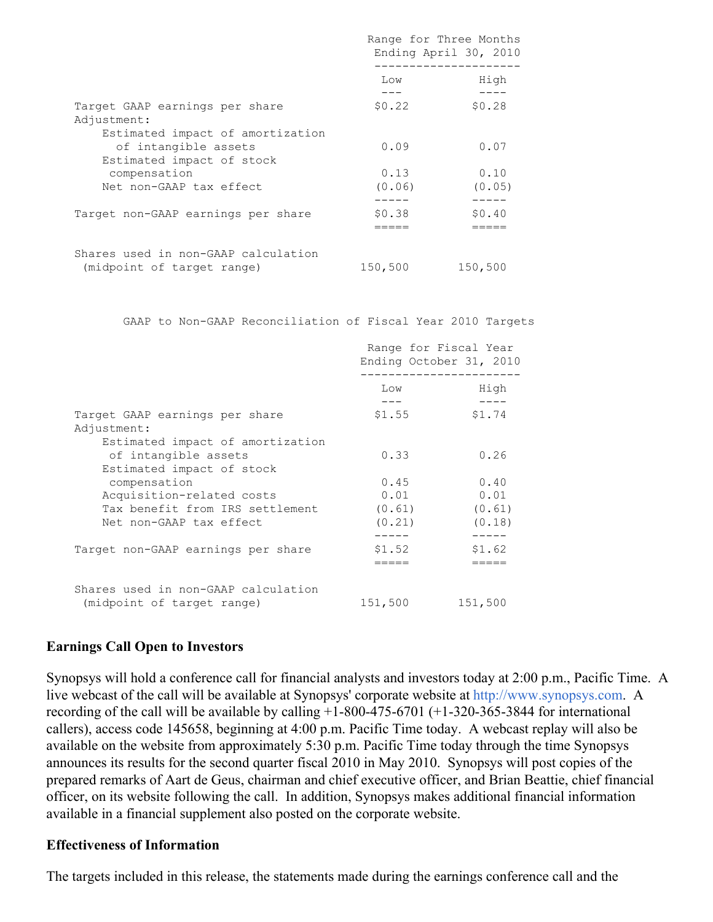| | Range for Three Months Ending April 30, 2010 | |
|---|---|---|
| | Low | High |
| Target GAAP earnings per share | $0.22 | $0.28 |
| Adjustment: | | |
| Estimated impact of amortization of intangible assets | 0.09 | 0.07 |
| Estimated impact of stock compensation | 0.13 | 0.10 |
| Net non-GAAP tax effect | (0.06) | (0.05) |
| Target non-GAAP earnings per share | $0.38 | $0.40 |
| Shares used in non-GAAP calculation (midpoint of target range) | 150,500 | 150,500 |

GAAP to Non-GAAP Reconciliation of Fiscal Year 2010 Targets

| | Range for Fiscal Year Ending October 31, 2010 | |
|---|---|---|
| | Low | High |
| Target GAAP earnings per share | $1.55 | $1.74 |
| Adjustment: | | |
| Estimated impact of amortization of intangible assets | 0.33 | 0.26 |
| Estimated impact of stock compensation | 0.45 | 0.40 |
| Acquisition-related costs | 0.01 | 0.01 |
| Tax benefit from IRS settlement | (0.61) | (0.61) |
| Net non-GAAP tax effect | (0.21) | (0.18) |
| Target non-GAAP earnings per share | $1.52 | $1.62 |
| Shares used in non-GAAP calculation (midpoint of target range) | 151,500 | 151,500 |

## Earnings Call Open to Investors

Synopsys will hold a conference call for financial analysts and investors today at 2:00 p.m., Pacific Time. A live webcast of the call will be available at Synopsys' corporate website at http://www.synopsys.com. A recording of the call will be available by calling +1-800-475-6701 (+1-320-365-3844 for international callers), access code 145658, beginning at 4:00 p.m. Pacific Time today. A webcast replay will also be available on the website from approximately 5:30 p.m. Pacific Time today through the time Synopsys announces its results for the second quarter fiscal 2010 in May 2010. Synopsys will post copies of the prepared remarks of Aart de Geus, chairman and chief executive officer, and Brian Beattie, chief financial officer, on its website following the call. In addition, Synopsys makes additional financial information available in a financial supplement also posted on the corporate website.

## Effectiveness of Information

The targets included in this release, the statements made during the earnings conference call and the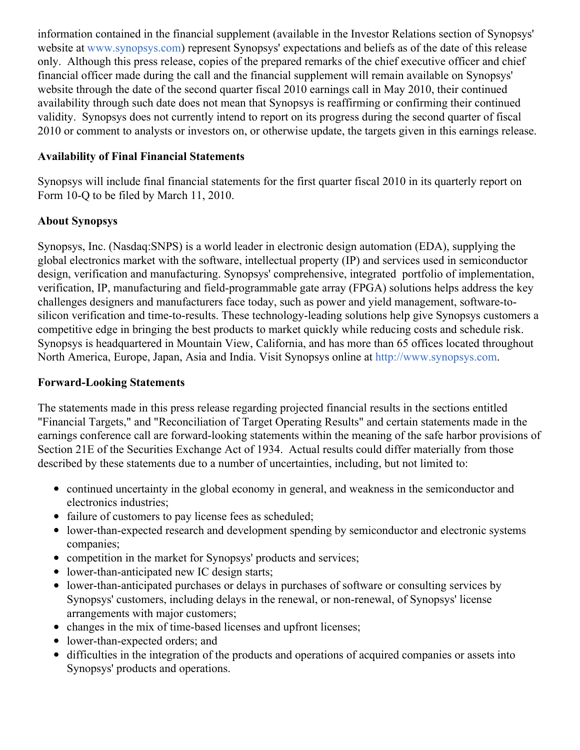information contained in the financial supplement (available in the Investor Relations section of Synopsys' website at www.synopsys.com) represent Synopsys' expectations and beliefs as of the date of this release only. Although this press release, copies of the prepared remarks of the chief executive officer and chief financial officer made during the call and the financial supplement will remain available on Synopsys' website through the date of the second quarter fiscal 2010 earnings call in May 2010, their continued availability through such date does not mean that Synopsys is reaffirming or confirming their continued validity. Synopsys does not currently intend to report on its progress during the second quarter of fiscal 2010 or comment to analysts or investors on, or otherwise update, the targets given in this earnings release.

**Availability of Final Financial Statements**

Synopsys will include final financial statements for the first quarter fiscal 2010 in its quarterly report on Form 10-Q to be filed by March 11, 2010.

**About Synopsys**

Synopsys, Inc. (Nasdaq:SNPS) is a world leader in electronic design automation (EDA), supplying the global electronics market with the software, intellectual property (IP) and services used in semiconductor design, verification and manufacturing. Synopsys' comprehensive, integrated portfolio of implementation, verification, IP, manufacturing and field-programmable gate array (FPGA) solutions helps address the key challenges designers and manufacturers face today, such as power and yield management, software-to-silicon verification and time-to-results. These technology-leading solutions help give Synopsys customers a competitive edge in bringing the best products to market quickly while reducing costs and schedule risk. Synopsys is headquartered in Mountain View, California, and has more than 65 offices located throughout North America, Europe, Japan, Asia and India. Visit Synopsys online at http://www.synopsys.com.

**Forward-Looking Statements**

The statements made in this press release regarding projected financial results in the sections entitled "Financial Targets," and "Reconciliation of Target Operating Results" and certain statements made in the earnings conference call are forward-looking statements within the meaning of the safe harbor provisions of Section 21E of the Securities Exchange Act of 1934. Actual results could differ materially from those described by these statements due to a number of uncertainties, including, but not limited to:

- continued uncertainty in the global economy in general, and weakness in the semiconductor and electronics industries;
- failure of customers to pay license fees as scheduled;
- lower-than-expected research and development spending by semiconductor and electronic systems companies;
- competition in the market for Synopsys' products and services;
- lower-than-anticipated new IC design starts;
- lower-than-anticipated purchases or delays in purchases of software or consulting services by Synopsys' customers, including delays in the renewal, or non-renewal, of Synopsys' license arrangements with major customers;
- changes in the mix of time-based licenses and upfront licenses;
- lower-than-expected orders; and
- difficulties in the integration of the products and operations of acquired companies or assets into Synopsys' products and operations.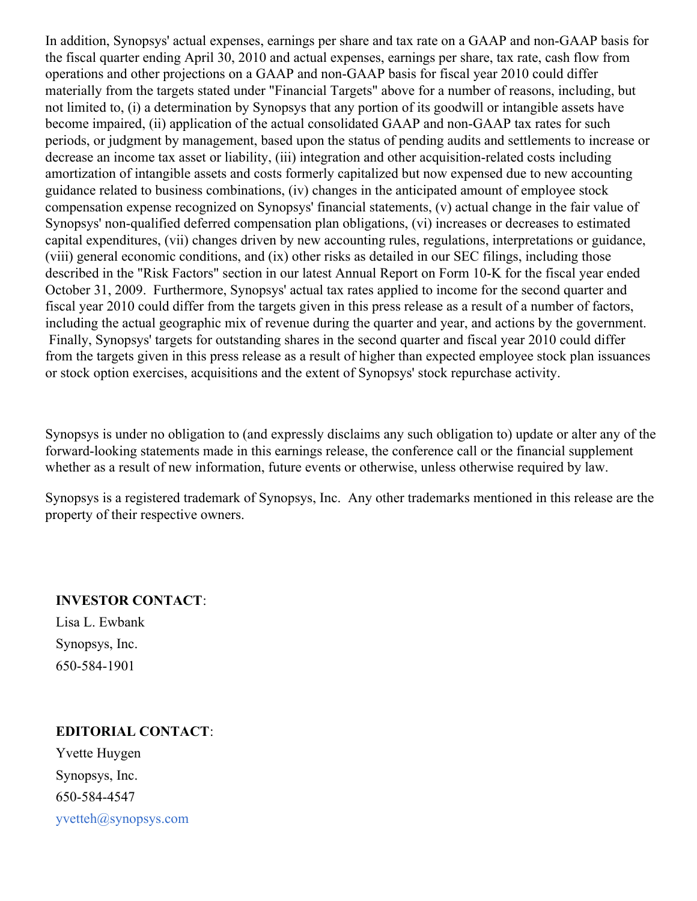In addition, Synopsys' actual expenses, earnings per share and tax rate on a GAAP and non-GAAP basis for the fiscal quarter ending April 30, 2010 and actual expenses, earnings per share, tax rate, cash flow from operations and other projections on a GAAP and non-GAAP basis for fiscal year 2010 could differ materially from the targets stated under "Financial Targets" above for a number of reasons, including, but not limited to, (i) a determination by Synopsys that any portion of its goodwill or intangible assets have become impaired, (ii) application of the actual consolidated GAAP and non-GAAP tax rates for such periods, or judgment by management, based upon the status of pending audits and settlements to increase or decrease an income tax asset or liability, (iii) integration and other acquisition-related costs including amortization of intangible assets and costs formerly capitalized but now expensed due to new accounting guidance related to business combinations, (iv) changes in the anticipated amount of employee stock compensation expense recognized on Synopsys' financial statements, (v) actual change in the fair value of Synopsys' non-qualified deferred compensation plan obligations, (vi) increases or decreases to estimated capital expenditures, (vii) changes driven by new accounting rules, regulations, interpretations or guidance, (viii) general economic conditions, and (ix) other risks as detailed in our SEC filings, including those described in the "Risk Factors" section in our latest Annual Report on Form 10-K for the fiscal year ended October 31, 2009. Furthermore, Synopsys' actual tax rates applied to income for the second quarter and fiscal year 2010 could differ from the targets given in this press release as a result of a number of factors, including the actual geographic mix of revenue during the quarter and year, and actions by the government. Finally, Synopsys' targets for outstanding shares in the second quarter and fiscal year 2010 could differ from the targets given in this press release as a result of higher than expected employee stock plan issuances or stock option exercises, acquisitions and the extent of Synopsys' stock repurchase activity.

Synopsys is under no obligation to (and expressly disclaims any such obligation to) update or alter any of the forward-looking statements made in this earnings release, the conference call or the financial supplement whether as a result of new information, future events or otherwise, unless otherwise required by law.

Synopsys is a registered trademark of Synopsys, Inc. Any other trademarks mentioned in this release are the property of their respective owners.

**INVESTOR CONTACT**:
Lisa L. Ewbank
Synopsys, Inc.
650-584-1901

**EDITORIAL CONTACT**:
Yvette Huygen
Synopsys, Inc.
650-584-4547
yvetteh@synopsys.com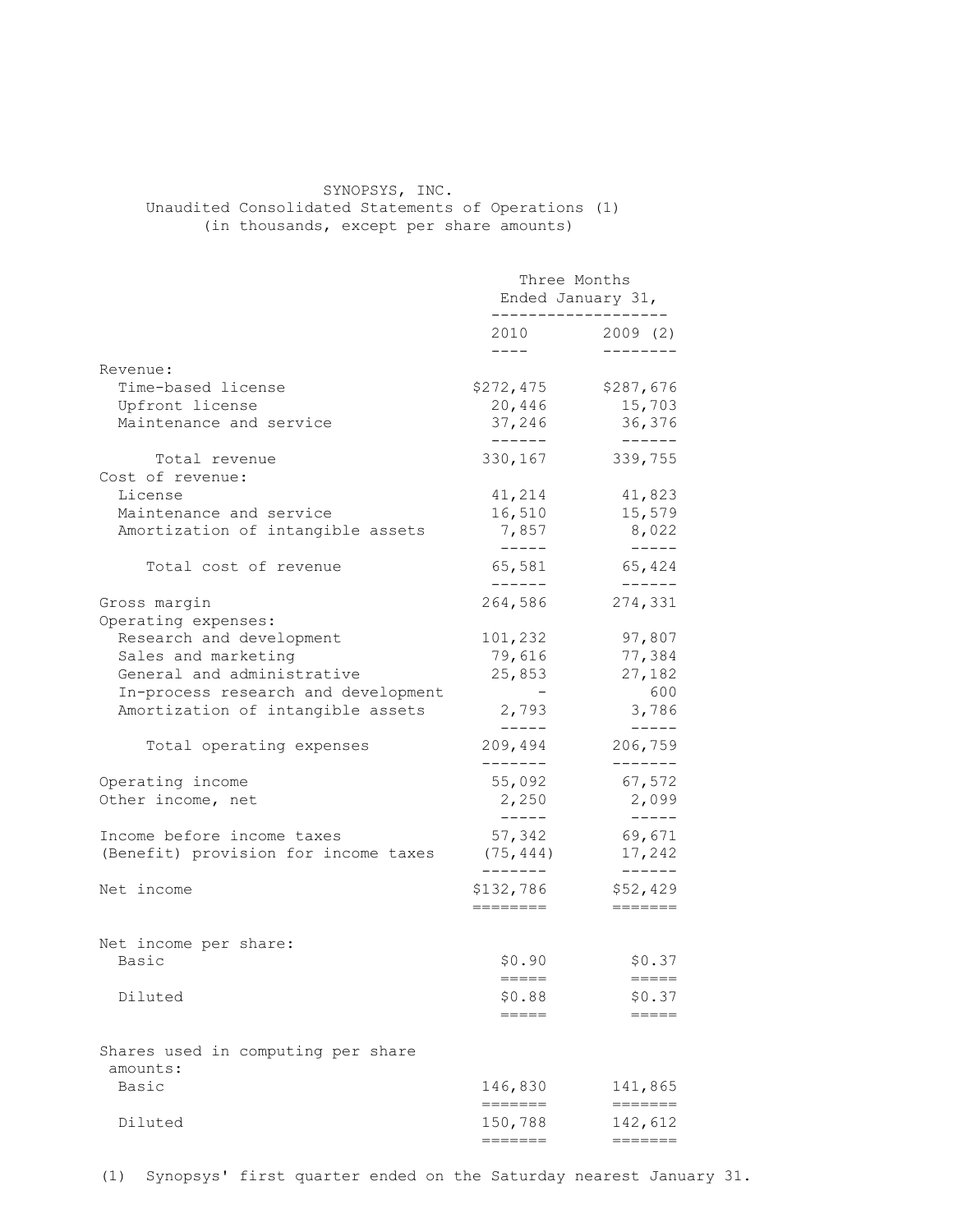# SYNOPSYS, INC.

## Unaudited Consolidated Statements of Operations (1)

(in thousands, except per share amounts)

| | Three Months Ended January 31, | |
|---|---|---|
| | 2010 | 2009 (2) |
| Revenue: | | |
| Time-based license | $272,475 | $287,676 |
| Upfront license | 20,446 | 15,703 |
| Maintenance and service | 37,246 | 36,376 |
| Total revenue | 330,167 | 339,755 |
| Cost of revenue: | | |
| License | 41,214 | 41,823 |
| Maintenance and service | 16,510 | 15,579 |
| Amortization of intangible assets | 7,857 | 8,022 |
| Total cost of revenue | 65,581 | 65,424 |
| Gross margin | 264,586 | 274,331 |
| Operating expenses: | | |
| Research and development | 101,232 | 97,807 |
| Sales and marketing | 79,616 | 77,384 |
| General and administrative | 25,853 | 27,182 |
| In-process research and development | - | 600 |
| Amortization of intangible assets | 2,793 | 3,786 |
| Total operating expenses | 209,494 | 206,759 |
| Operating income | 55,092 | 67,572 |
| Other income, net | 2,250 | 2,099 |
| Income before income taxes | 57,342 | 69,671 |
| (Benefit) provision for income taxes | (75,444) | 17,242 |
| Net income | $132,786 | $52,429 |
| Net income per share: | | |
| Basic | $0.90 | $0.37 |
| Diluted | $0.88 | $0.37 |
| Shares used in computing per share amounts: | | |
| Basic | 146,830 | 141,865 |
| Diluted | 150,788 | 142,612 |

(1) Synopsys' first quarter ended on the Saturday nearest January 31.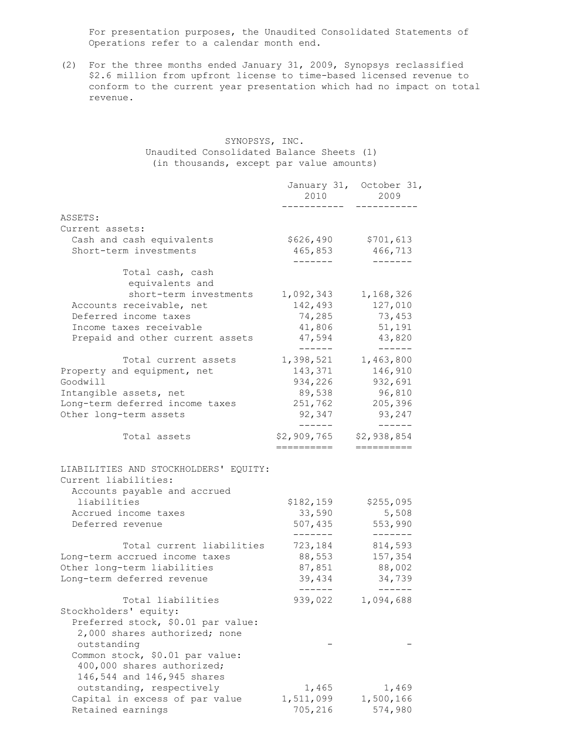For presentation purposes, the Unaudited Consolidated Statements of Operations refer to a calendar month end.

(2) For the three months ended January 31, 2009, Synopsys reclassified $2.6 million from upfront license to time-based licensed revenue to conform to the current year presentation which had no impact on total revenue.

SYNOPSYS, INC.
Unaudited Consolidated Balance Sheets (1)
(in thousands, except par value amounts)

| | January 31, 2010 | October 31, 2009 |
|---|---|---|
| ASSETS: | | |
| Current assets: | | |
| Cash and cash equivalents | $626,490 | $701,613 |
| Short-term investments | 465,853 | 466,713 |
| Total cash, cash equivalents and short-term investments | 1,092,343 | 1,168,326 |
| Accounts receivable, net | 142,493 | 127,010 |
| Deferred income taxes | 74,285 | 73,453 |
| Income taxes receivable | 41,806 | 51,191 |
| Prepaid and other current assets | 47,594 | 43,820 |
| Total current assets | 1,398,521 | 1,463,800 |
| Property and equipment, net | 143,371 | 146,910 |
| Goodwill | 934,226 | 932,691 |
| Intangible assets, net | 89,538 | 96,810 |
| Long-term deferred income taxes | 251,762 | 205,396 |
| Other long-term assets | 92,347 | 93,247 |
| Total assets | $2,909,765 | $2,938,854 |
| LIABILITIES AND STOCKHOLDERS' EQUITY: | | |
| Current liabilities: | | |
| Accounts payable and accrued liabilities | $182,159 | $255,095 |
| Accrued income taxes | 33,590 | 5,508 |
| Deferred revenue | 507,435 | 553,990 |
| Total current liabilities | 723,184 | 814,593 |
| Long-term accrued income taxes | 88,553 | 157,354 |
| Other long-term liabilities | 87,851 | 88,002 |
| Long-term deferred revenue | 39,434 | 34,739 |
| Total liabilities | 939,022 | 1,094,688 |
| Stockholders' equity: | | |
| Preferred stock, $0.01 par value: 2,000 shares authorized; none outstanding | - | - |
| Common stock, $0.01 par value: 400,000 shares authorized; 146,544 and 146,945 shares outstanding, respectively | 1,465 | 1,469 |
| Capital in excess of par value | 1,511,099 | 1,500,166 |
| Retained earnings | 705,216 | 574,980 |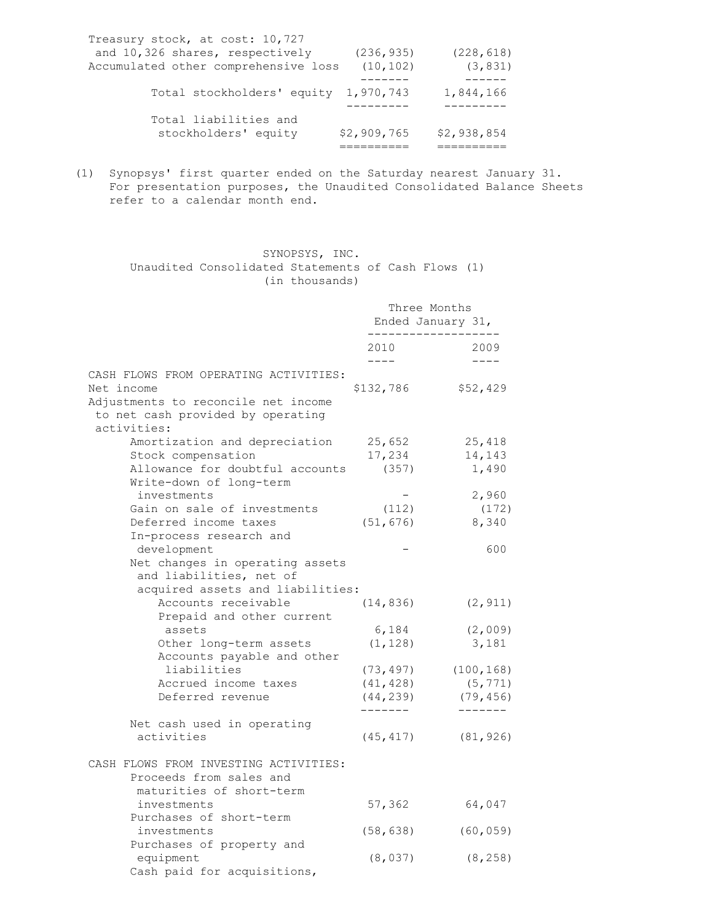| | | |
|---|---|---|
| Treasury stock, at cost: 10,727 and 10,326 shares, respectively | (236,935) | (228,618) |
| Accumulated other comprehensive loss | (10,102) | (3,831) |
| Total stockholders' equity | 1,970,743 | 1,844,166 |
| Total liabilities and stockholders' equity | $2,909,765 | $2,938,854 |

(1) Synopsys' first quarter ended on the Saturday nearest January 31. For presentation purposes, the Unaudited Consolidated Balance Sheets refer to a calendar month end.

## SYNOPSYS, INC.
### Unaudited Consolidated Statements of Cash Flows (1)
(in thousands)

| | Three Months Ended January 31, | |
|---|---|---|
| | 2010 | 2009 |
| CASH FLOWS FROM OPERATING ACTIVITIES: | | |
| Net income | $132,786 | $52,429 |
| Adjustments to reconcile net income to net cash provided by operating activities: | | |
| Amortization and depreciation | 25,652 | 25,418 |
| Stock compensation | 17,234 | 14,143 |
| Allowance for doubtful accounts | (357) | 1,490 |
| Write-down of long-term investments | - | 2,960 |
| Gain on sale of investments | (112) | (172) |
| Deferred income taxes | (51,676) | 8,340 |
| In-process research and development | - | 600 |
| Net changes in operating assets and liabilities, net of acquired assets and liabilities: | | |
| Accounts receivable | (14,836) | (2,911) |
| Prepaid and other current assets | 6,184 | (2,009) |
| Other long-term assets | (1,128) | 3,181 |
| Accounts payable and other liabilities | (73,497) | (100,168) |
| Accrued income taxes | (41,428) | (5,771) |
| Deferred revenue | (44,239) | (79,456) |
| Net cash used in operating activities | (45,417) | (81,926) |
| CASH FLOWS FROM INVESTING ACTIVITIES: | | |
| Proceeds from sales and maturities of short-term investments | 57,362 | 64,047 |
| Purchases of short-term investments | (58,638) | (60,059) |
| Purchases of property and equipment | (8,037) | (8,258) |
| Cash paid for acquisitions, | | |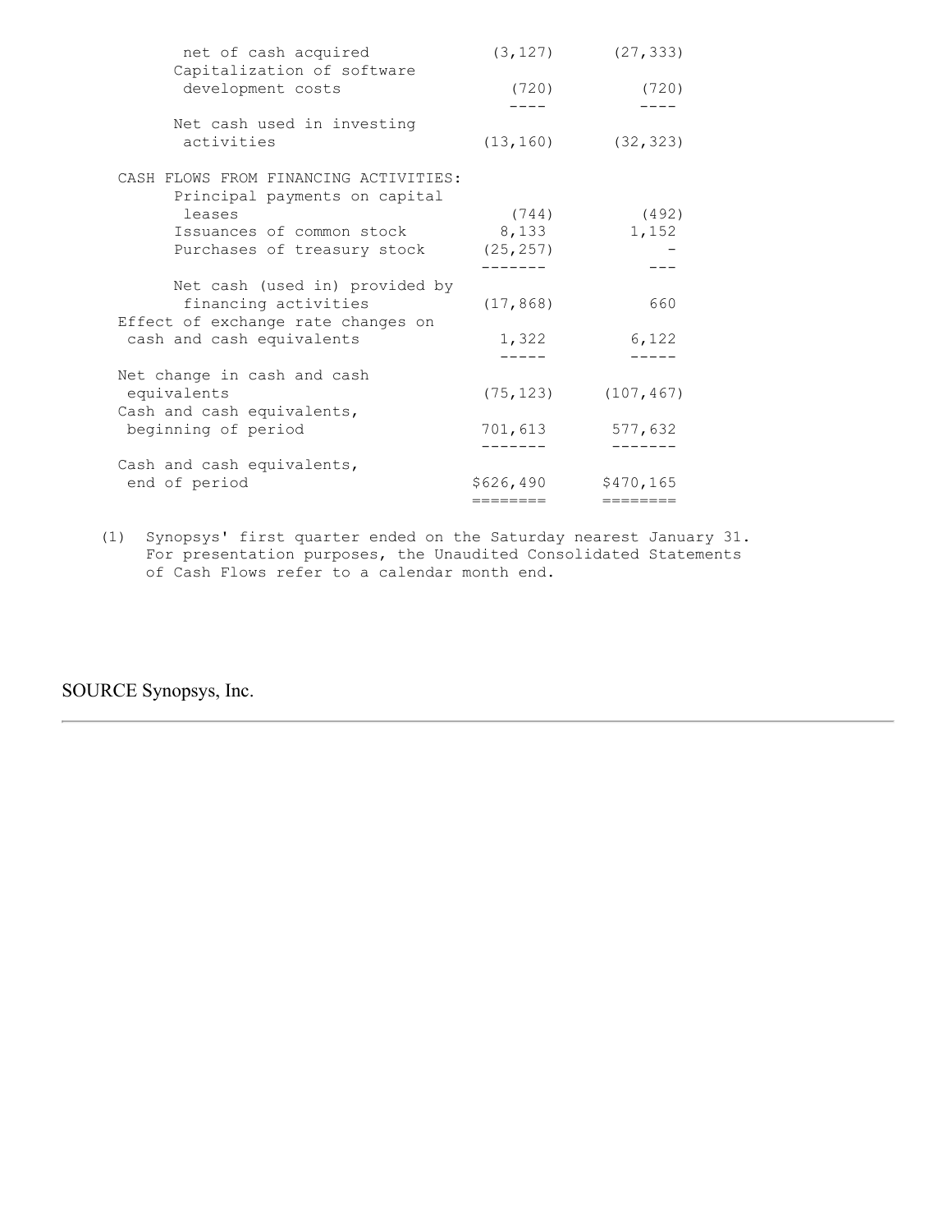| | | |
|---|---|---|
| net of cash acquired | (3,127) | (27,333) |
| Capitalization of software development costs | (720) | (720) |
| Net cash used in investing activities | (13,160) | (32,323) |
| CASH FLOWS FROM FINANCING ACTIVITIES: | | |
| Principal payments on capital leases | (744) | (492) |
| Issuances of common stock | 8,133 | 1,152 |
| Purchases of treasury stock | (25,257) | - |
| Net cash (used in) provided by financing activities | (17,868) | 660 |
| Effect of exchange rate changes on cash and cash equivalents | 1,322 | 6,122 |
| Net change in cash and cash equivalents | (75,123) | (107,467) |
| Cash and cash equivalents, beginning of period | 701,613 | 577,632 |
| Cash and cash equivalents, end of period | $626,490 | $470,165 |

(1) Synopsys' first quarter ended on the Saturday nearest January 31. For presentation purposes, the Unaudited Consolidated Statements of Cash Flows refer to a calendar month end.

SOURCE Synopsys, Inc.